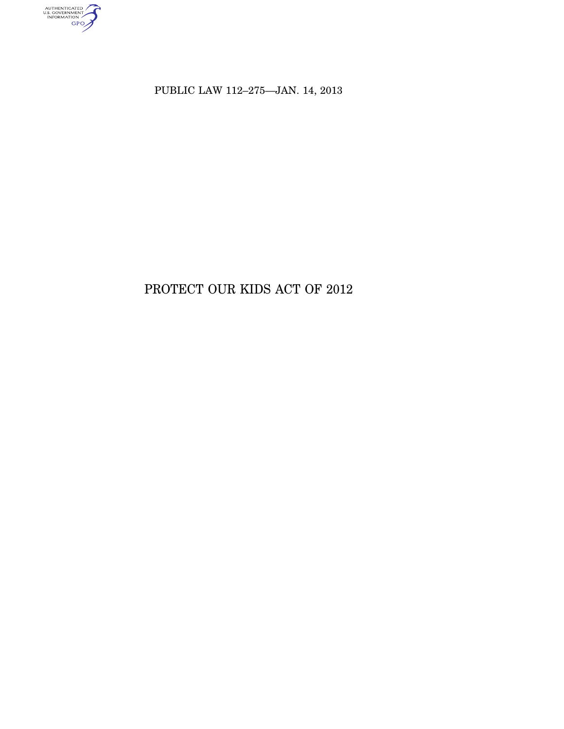PUBLIC LAW 112–275—JAN. 14, 2013

# PROTECT OUR KIDS ACT OF 2012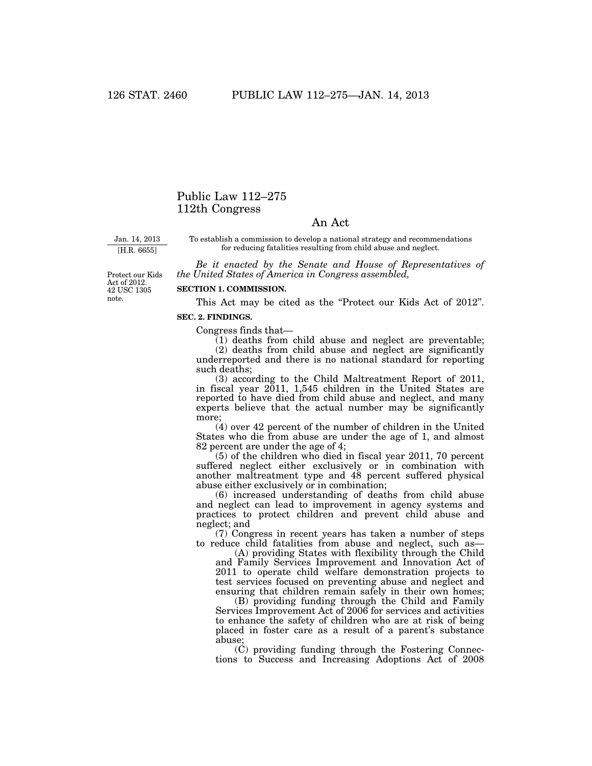# Public Law 112–275
# 112th Congress

## An Act

Jan. 14, 2013
[H.R. 6655]

To establish a commission to develop a national strategy and recommendations for reducing fatalities resulting from child abuse and neglect.

*Be it enacted by the Senate and House of Representatives of the United States of America in Congress assembled,*

Protect our Kids Act of 2012.
42 USC 1305 note.

**SECTION 1. COMMISSION.**

This Act may be cited as the "Protect our Kids Act of 2012".

**SEC. 2. FINDINGS.**

Congress finds that—

(1) deaths from child abuse and neglect are preventable;

(2) deaths from child abuse and neglect are significantly underreported and there is no national standard for reporting such deaths;

(3) according to the Child Maltreatment Report of 2011, in fiscal year 2011, 1,545 children in the United States are reported to have died from child abuse and neglect, and many experts believe that the actual number may be significantly more;

(4) over 42 percent of the number of children in the United States who die from abuse are under the age of 1, and almost 82 percent are under the age of 4;

(5) of the children who died in fiscal year 2011, 70 percent suffered neglect either exclusively or in combination with another maltreatment type and 48 percent suffered physical abuse either exclusively or in combination;

(6) increased understanding of deaths from child abuse and neglect can lead to improvement in agency systems and practices to protect children and prevent child abuse and neglect; and

(7) Congress in recent years has taken a number of steps to reduce child fatalities from abuse and neglect, such as—

(A) providing States with flexibility through the Child and Family Services Improvement and Innovation Act of 2011 to operate child welfare demonstration projects to test services focused on preventing abuse and neglect and ensuring that children remain safely in their own homes;

(B) providing funding through the Child and Family Services Improvement Act of 2006 for services and activities to enhance the safety of children who are at risk of being placed in foster care as a result of a parent's substance abuse;

(C) providing funding through the Fostering Connections to Success and Increasing Adoptions Act of 2008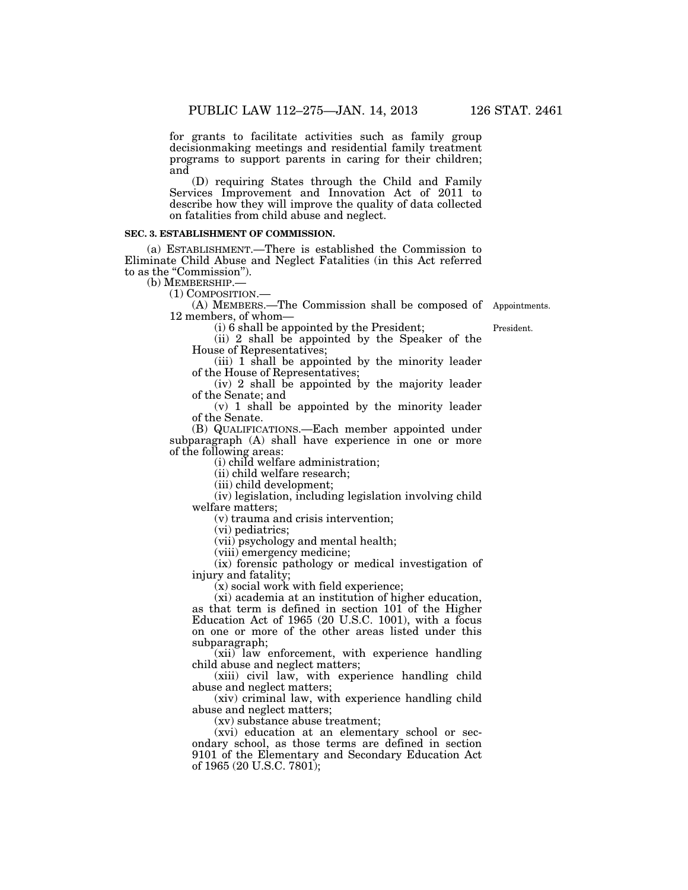for grants to facilitate activities such as family group decisionmaking meetings and residential family treatment programs to support parents in caring for their children; and

(D) requiring States through the Child and Family Services Improvement and Innovation Act of 2011 to describe how they will improve the quality of data collected on fatalities from child abuse and neglect.

**SEC. 3. ESTABLISHMENT OF COMMISSION.**

(a) ESTABLISHMENT.—There is established the Commission to Eliminate Child Abuse and Neglect Fatalities (in this Act referred to as the "Commission").

(b) MEMBERSHIP.—

(1) COMPOSITION.—

(A) MEMBERS.—The Commission shall be composed of 12 members, of whom—

Appointments.

President.

(i) 6 shall be appointed by the President;

(ii) 2 shall be appointed by the Speaker of the House of Representatives;

(iii) 1 shall be appointed by the minority leader of the House of Representatives;

(iv) 2 shall be appointed by the majority leader of the Senate; and

(v) 1 shall be appointed by the minority leader of the Senate.

(B) QUALIFICATIONS.—Each member appointed under subparagraph (A) shall have experience in one or more of the following areas:

(i) child welfare administration;

(ii) child welfare research;

(iii) child development;

(iv) legislation, including legislation involving child welfare matters;

(v) trauma and crisis intervention;

(vi) pediatrics;

(vii) psychology and mental health;

(viii) emergency medicine;

(ix) forensic pathology or medical investigation of injury and fatality;

(x) social work with field experience;

(xi) academia at an institution of higher education, as that term is defined in section 101 of the Higher Education Act of 1965 (20 U.S.C. 1001), with a focus on one or more of the other areas listed under this subparagraph;

(xii) law enforcement, with experience handling child abuse and neglect matters;

(xiii) civil law, with experience handling child abuse and neglect matters;

(xiv) criminal law, with experience handling child abuse and neglect matters;

(xv) substance abuse treatment;

(xvi) education at an elementary school or secondary school, as those terms are defined in section 9101 of the Elementary and Secondary Education Act of 1965 (20 U.S.C. 7801);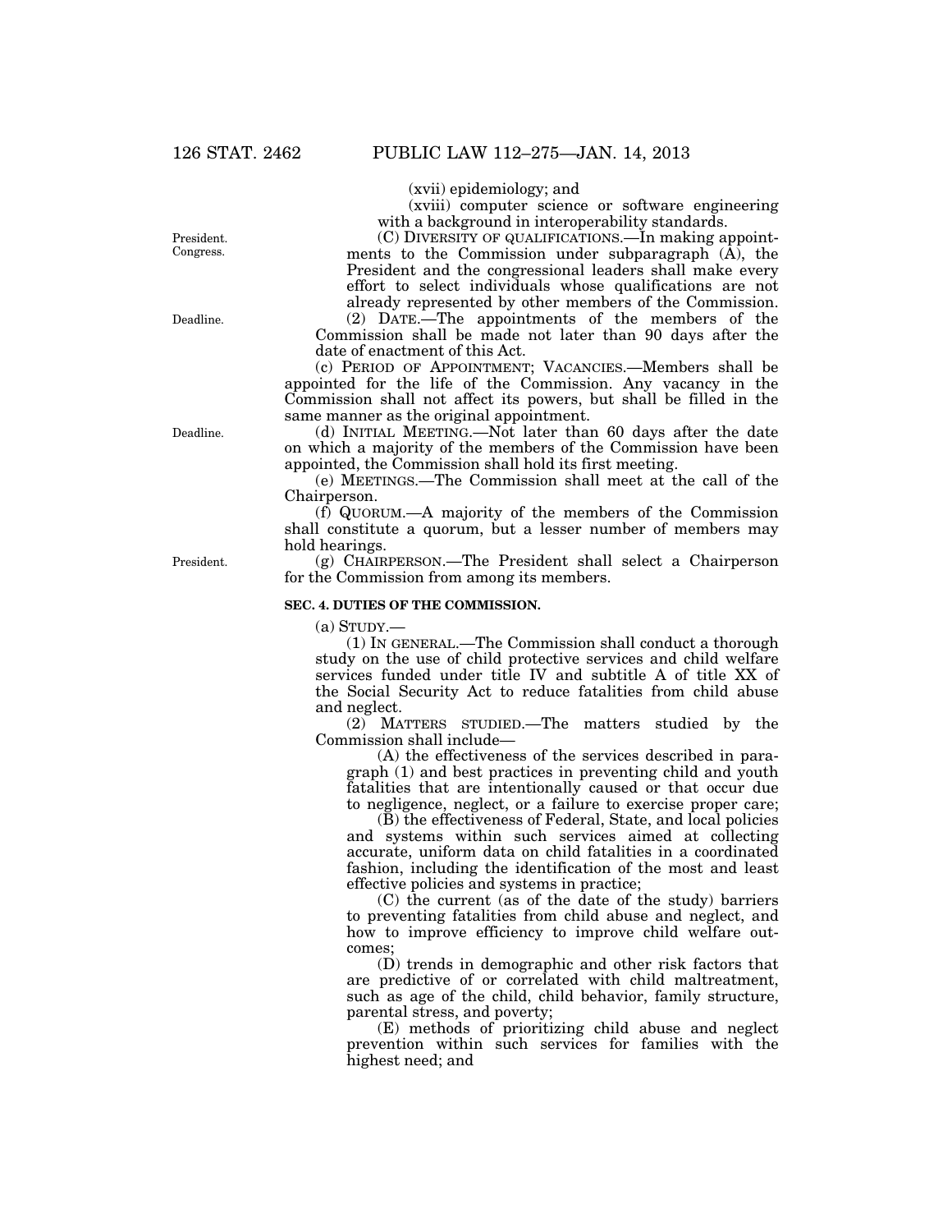(xvii) epidemiology; and

(xviii) computer science or software engineering with a background in interoperability standards.

(C) DIVERSITY OF QUALIFICATIONS.—In making appointments to the Commission under subparagraph (A), the President and the congressional leaders shall make every effort to select individuals whose qualifications are not already represented by other members of the Commission.

(2) DATE.—The appointments of the members of the Commission shall be made not later than 90 days after the date of enactment of this Act.

(c) PERIOD OF APPOINTMENT; VACANCIES.—Members shall be appointed for the life of the Commission. Any vacancy in the Commission shall not affect its powers, but shall be filled in the same manner as the original appointment.

(d) INITIAL MEETING.—Not later than 60 days after the date on which a majority of the members of the Commission have been appointed, the Commission shall hold its first meeting.

(e) MEETINGS.—The Commission shall meet at the call of the Chairperson.

(f) QUORUM.—A majority of the members of the Commission shall constitute a quorum, but a lesser number of members may hold hearings.

(g) CHAIRPERSON.—The President shall select a Chairperson for the Commission from among its members.

**SEC. 4. DUTIES OF THE COMMISSION.**

(a) STUDY.—

(1) IN GENERAL.—The Commission shall conduct a thorough study on the use of child protective services and child welfare services funded under title IV and subtitle A of title XX of the Social Security Act to reduce fatalities from child abuse and neglect.

(2) MATTERS STUDIED.—The matters studied by the Commission shall include—

(A) the effectiveness of the services described in paragraph (1) and best practices in preventing child and youth fatalities that are intentionally caused or that occur due to negligence, neglect, or a failure to exercise proper care;

(B) the effectiveness of Federal, State, and local policies and systems within such services aimed at collecting accurate, uniform data on child fatalities in a coordinated fashion, including the identification of the most and least effective policies and systems in practice;

(C) the current (as of the date of the study) barriers to preventing fatalities from child abuse and neglect, and how to improve efficiency to improve child welfare outcomes;

(D) trends in demographic and other risk factors that are predictive of or correlated with child maltreatment, such as age of the child, child behavior, family structure, parental stress, and poverty;

(E) methods of prioritizing child abuse and neglect prevention within such services for families with the highest need; and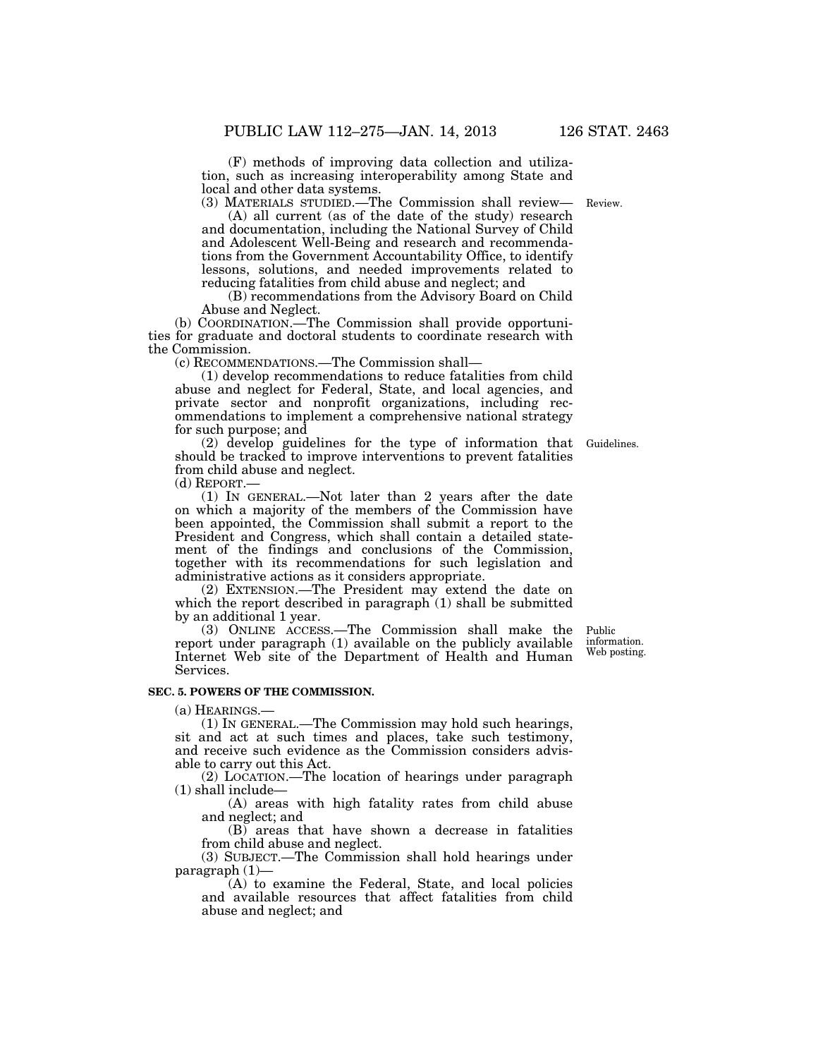(F) methods of improving data collection and utilization, such as increasing interoperability among State and local and other data systems.

(3) MATERIALS STUDIED.—The Commission shall review—

(A) all current (as of the date of the study) research and documentation, including the National Survey of Child and Adolescent Well-Being and research and recommendations from the Government Accountability Office, to identify lessons, solutions, and needed improvements related to reducing fatalities from child abuse and neglect; and

(B) recommendations from the Advisory Board on Child Abuse and Neglect.

(b) COORDINATION.—The Commission shall provide opportunities for graduate and doctoral students to coordinate research with the Commission.

(c) RECOMMENDATIONS.—The Commission shall—

(1) develop recommendations to reduce fatalities from child abuse and neglect for Federal, State, and local agencies, and private sector and nonprofit organizations, including recommendations to implement a comprehensive national strategy for such purpose; and

(2) develop guidelines for the type of information that should be tracked to improve interventions to prevent fatalities from child abuse and neglect.

(d) REPORT.—

(1) IN GENERAL.—Not later than 2 years after the date on which a majority of the members of the Commission have been appointed, the Commission shall submit a report to the President and Congress, which shall contain a detailed statement of the findings and conclusions of the Commission, together with its recommendations for such legislation and administrative actions as it considers appropriate.

(2) EXTENSION.—The President may extend the date on which the report described in paragraph (1) shall be submitted by an additional 1 year.

(3) ONLINE ACCESS.—The Commission shall make the report under paragraph (1) available on the publicly available Internet Web site of the Department of Health and Human Services.

## SEC. 5. POWERS OF THE COMMISSION.

(a) HEARINGS.—

(1) IN GENERAL.—The Commission may hold such hearings, sit and act at such times and places, take such testimony, and receive such evidence as the Commission considers advisable to carry out this Act.

(2) LOCATION.—The location of hearings under paragraph (1) shall include—

(A) areas with high fatality rates from child abuse and neglect; and

(B) areas that have shown a decrease in fatalities from child abuse and neglect.

(3) SUBJECT.—The Commission shall hold hearings under paragraph (1)—

(A) to examine the Federal, State, and local policies and available resources that affect fatalities from child abuse and neglect; and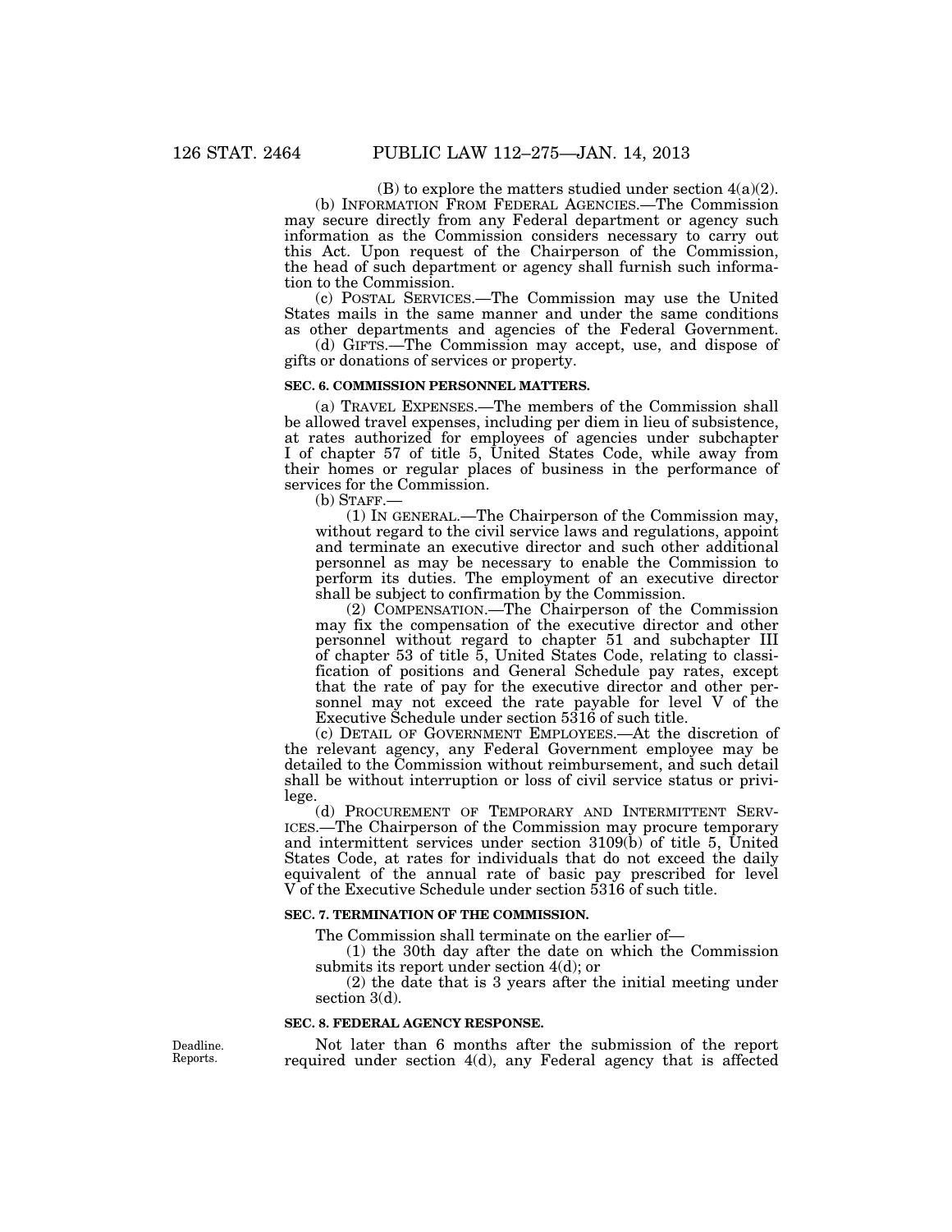(B) to explore the matters studied under section 4(a)(2).

(b) INFORMATION FROM FEDERAL AGENCIES.—The Commission may secure directly from any Federal department or agency such information as the Commission considers necessary to carry out this Act. Upon request of the Chairperson of the Commission, the head of such department or agency shall furnish such information to the Commission.

(c) POSTAL SERVICES.—The Commission may use the United States mails in the same manner and under the same conditions as other departments and agencies of the Federal Government.

(d) GIFTS.—The Commission may accept, use, and dispose of gifts or donations of services or property.

**SEC. 6. COMMISSION PERSONNEL MATTERS.**

(a) TRAVEL EXPENSES.—The members of the Commission shall be allowed travel expenses, including per diem in lieu of subsistence, at rates authorized for employees of agencies under subchapter I of chapter 57 of title 5, United States Code, while away from their homes or regular places of business in the performance of services for the Commission.

(b) STAFF.—

(1) IN GENERAL.—The Chairperson of the Commission may, without regard to the civil service laws and regulations, appoint and terminate an executive director and such other additional personnel as may be necessary to enable the Commission to perform its duties. The employment of an executive director shall be subject to confirmation by the Commission.

(2) COMPENSATION.—The Chairperson of the Commission may fix the compensation of the executive director and other personnel without regard to chapter 51 and subchapter III of chapter 53 of title 5, United States Code, relating to classification of positions and General Schedule pay rates, except that the rate of pay for the executive director and other personnel may not exceed the rate payable for level V of the Executive Schedule under section 5316 of such title.

(c) DETAIL OF GOVERNMENT EMPLOYEES.—At the discretion of the relevant agency, any Federal Government employee may be detailed to the Commission without reimbursement, and such detail shall be without interruption or loss of civil service status or privilege.

(d) PROCUREMENT OF TEMPORARY AND INTERMITTENT SERVICES.—The Chairperson of the Commission may procure temporary and intermittent services under section 3109(b) of title 5, United States Code, at rates for individuals that do not exceed the daily equivalent of the annual rate of basic pay prescribed for level V of the Executive Schedule under section 5316 of such title.

**SEC. 7. TERMINATION OF THE COMMISSION.**

The Commission shall terminate on the earlier of—

(1) the 30th day after the date on which the Commission submits its report under section 4(d); or

(2) the date that is 3 years after the initial meeting under section 3(d).

**SEC. 8. FEDERAL AGENCY RESPONSE.**

Deadline.
Reports.

Not later than 6 months after the submission of the report required under section 4(d), any Federal agency that is affected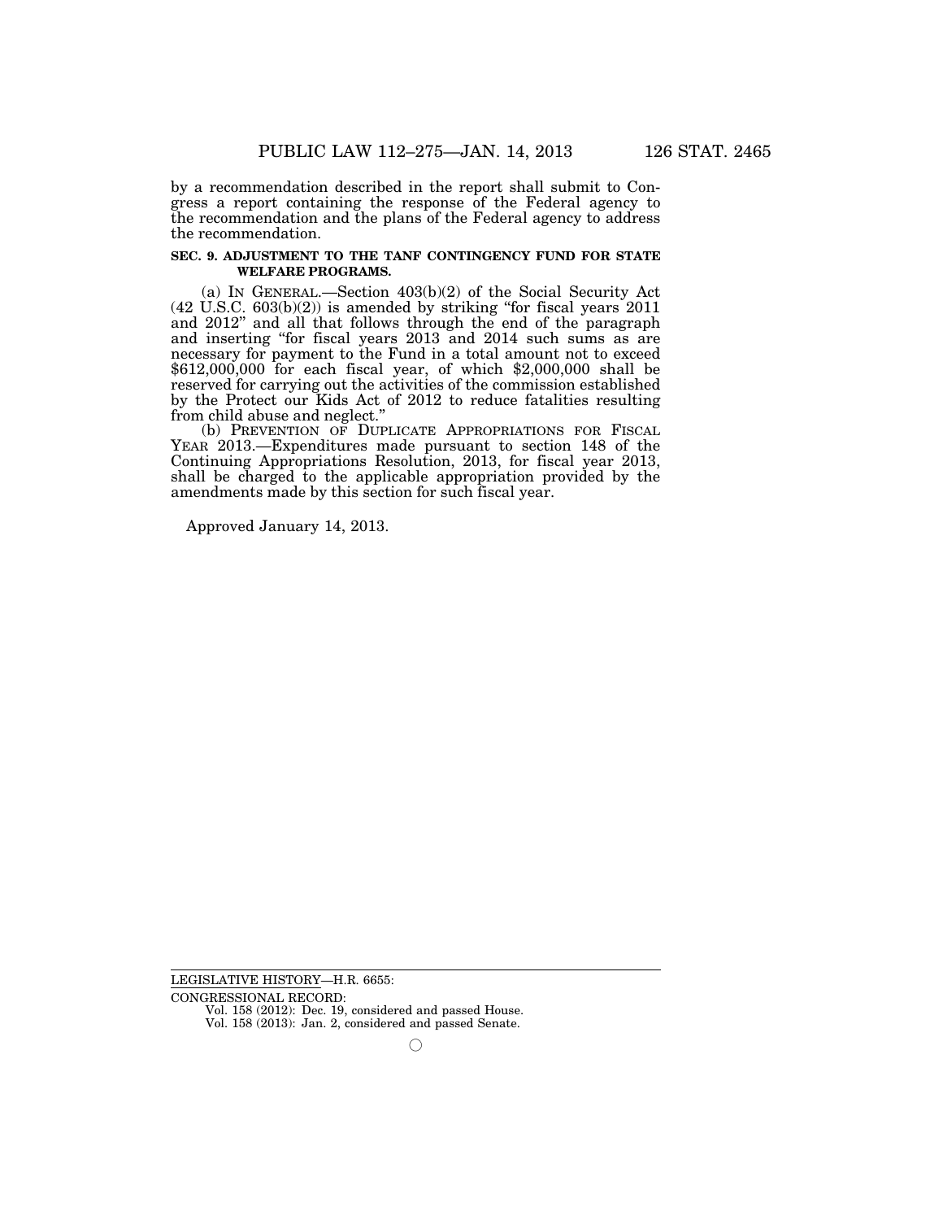by a recommendation described in the report shall submit to Congress a report containing the response of the Federal agency to the recommendation and the plans of the Federal agency to address the recommendation.

**SEC. 9. ADJUSTMENT TO THE TANF CONTINGENCY FUND FOR STATE WELFARE PROGRAMS.**

(a) IN GENERAL.—Section 403(b)(2) of the Social Security Act (42 U.S.C. 603(b)(2)) is amended by striking "for fiscal years 2011 and 2012" and all that follows through the end of the paragraph and inserting "for fiscal years 2013 and 2014 such sums as are necessary for payment to the Fund in a total amount not to exceed $612,000,000 for each fiscal year, of which $2,000,000 shall be reserved for carrying out the activities of the commission established by the Protect our Kids Act of 2012 to reduce fatalities resulting from child abuse and neglect."

(b) PREVENTION OF DUPLICATE APPROPRIATIONS FOR FISCAL YEAR 2013.—Expenditures made pursuant to section 148 of the Continuing Appropriations Resolution, 2013, for fiscal year 2013, shall be charged to the applicable appropriation provided by the amendments made by this section for such fiscal year.

Approved January 14, 2013.

---

LEGISLATIVE HISTORY—H.R. 6655:

CONGRESSIONAL RECORD:

Vol. 158 (2012): Dec. 19, considered and passed House.

Vol. 158 (2013): Jan. 2, considered and passed Senate.